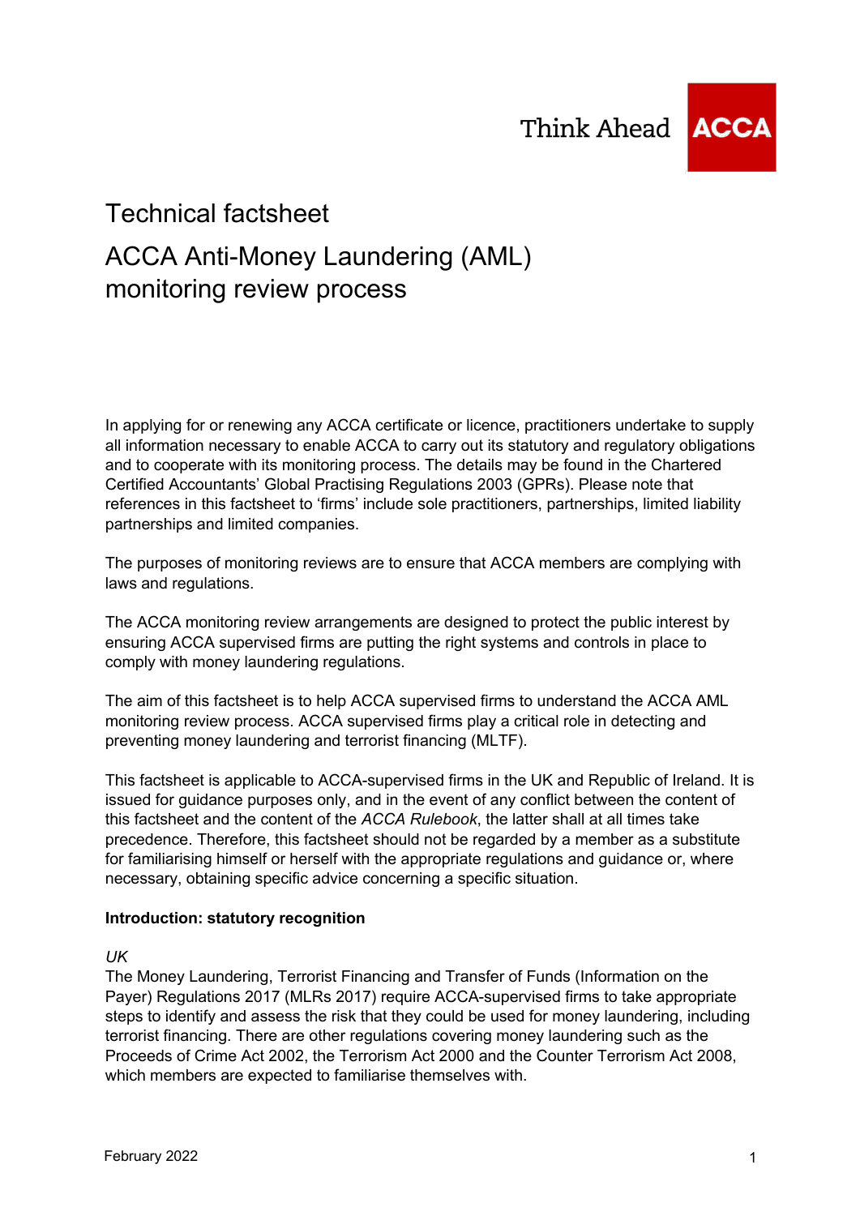Think Ahead ACCA

# Technical factsheet

# ACCA Anti-Money Laundering (AML) monitoring review process

In applying for or renewing any ACCA certificate or licence, practitioners undertake to supply all information necessary to enable ACCA to carry out its statutory and regulatory obligations and to cooperate with its monitoring process. The details may be found in the Chartered Certified Accountants' Global Practising Regulations 2003 (GPRs). Please note that references in this factsheet to 'firms' include sole practitioners, partnerships, limited liability partnerships and limited companies.

The purposes of monitoring reviews are to ensure that ACCA members are complying with laws and regulations.

The ACCA monitoring review arrangements are designed to protect the public interest by ensuring ACCA supervised firms are putting the right systems and controls in place to comply with money laundering regulations.

The aim of this factsheet is to help ACCA supervised firms to understand the ACCA AML monitoring review process. ACCA supervised firms play a critical role in detecting and preventing money laundering and terrorist financing (MLTF).

This factsheet is applicable to ACCA-supervised firms in the UK and Republic of Ireland. It is issued for guidance purposes only, and in the event of any conflict between the content of this factsheet and the content of the *ACCA Rulebook*, the latter shall at all times take precedence. Therefore, this factsheet should not be regarded by a member as a substitute for familiarising himself or herself with the appropriate regulations and guidance or, where necessary, obtaining specific advice concerning a specific situation.

**Introduction: statutory recognition**

*UK*
The Money Laundering, Terrorist Financing and Transfer of Funds (Information on the Payer) Regulations 2017 (MLRs 2017) require ACCA-supervised firms to take appropriate steps to identify and assess the risk that they could be used for money laundering, including terrorist financing. There are other regulations covering money laundering such as the Proceeds of Crime Act 2002, the Terrorism Act 2000 and the Counter Terrorism Act 2008, which members are expected to familiarise themselves with.

February 2022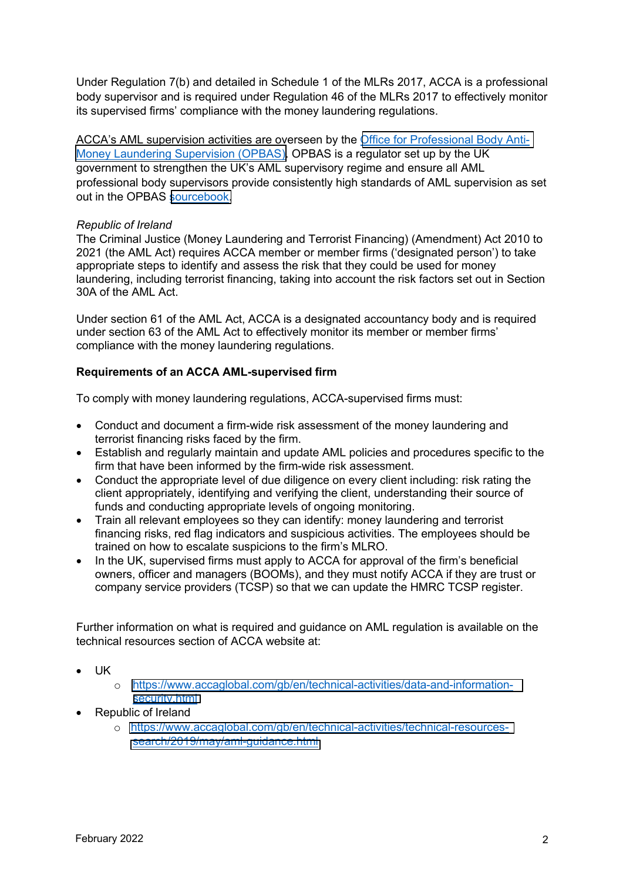Under Regulation 7(b) and detailed in Schedule 1 of the MLRs 2017, ACCA is a professional body supervisor and is required under Regulation 46 of the MLRs 2017 to effectively monitor its supervised firms' compliance with the money laundering regulations.

ACCA's AML supervision activities are overseen by the [Office for Professional Body Anti-Money Laundering Supervision (OPBAS)](). OPBAS is a regulator set up by the UK government to strengthen the UK's AML supervisory regime and ensure all AML professional body supervisors provide consistently high standards of AML supervision as set out in the OPBAS [sourcebook]().

*Republic of Ireland*

The Criminal Justice (Money Laundering and Terrorist Financing) (Amendment) Act 2010 to 2021 (the AML Act) requires ACCA member or member firms ('designated person') to take appropriate steps to identify and assess the risk that they could be used for money laundering, including terrorist financing, taking into account the risk factors set out in Section 30A of the AML Act.

Under section 61 of the AML Act, ACCA is a designated accountancy body and is required under section 63 of the AML Act to effectively monitor its member or member firms' compliance with the money laundering regulations.

**Requirements of an ACCA AML-supervised firm**

To comply with money laundering regulations, ACCA-supervised firms must:

- Conduct and document a firm-wide risk assessment of the money laundering and terrorist financing risks faced by the firm.
- Establish and regularly maintain and update AML policies and procedures specific to the firm that have been informed by the firm-wide risk assessment.
- Conduct the appropriate level of due diligence on every client including: risk rating the client appropriately, identifying and verifying the client, understanding their source of funds and conducting appropriate levels of ongoing monitoring.
- Train all relevant employees so they can identify: money laundering and terrorist financing risks, red flag indicators and suspicious activities. The employees should be trained on how to escalate suspicions to the firm's MLRO.
- In the UK, supervised firms must apply to ACCA for approval of the firm's beneficial owners, officer and managers (BOOMs), and they must notify ACCA if they are trust or company service providers (TCSP) so that we can update the HMRC TCSP register.

Further information on what is required and guidance on AML regulation is available on the technical resources section of ACCA website at:

- UK
    - https://www.accaglobal.com/gb/en/technical-activities/data-and-information-security.html
- Republic of Ireland
    - https://www.accaglobal.com/gb/en/technical-activities/technical-resources-search/2019/may/aml-guidance.html

February 2022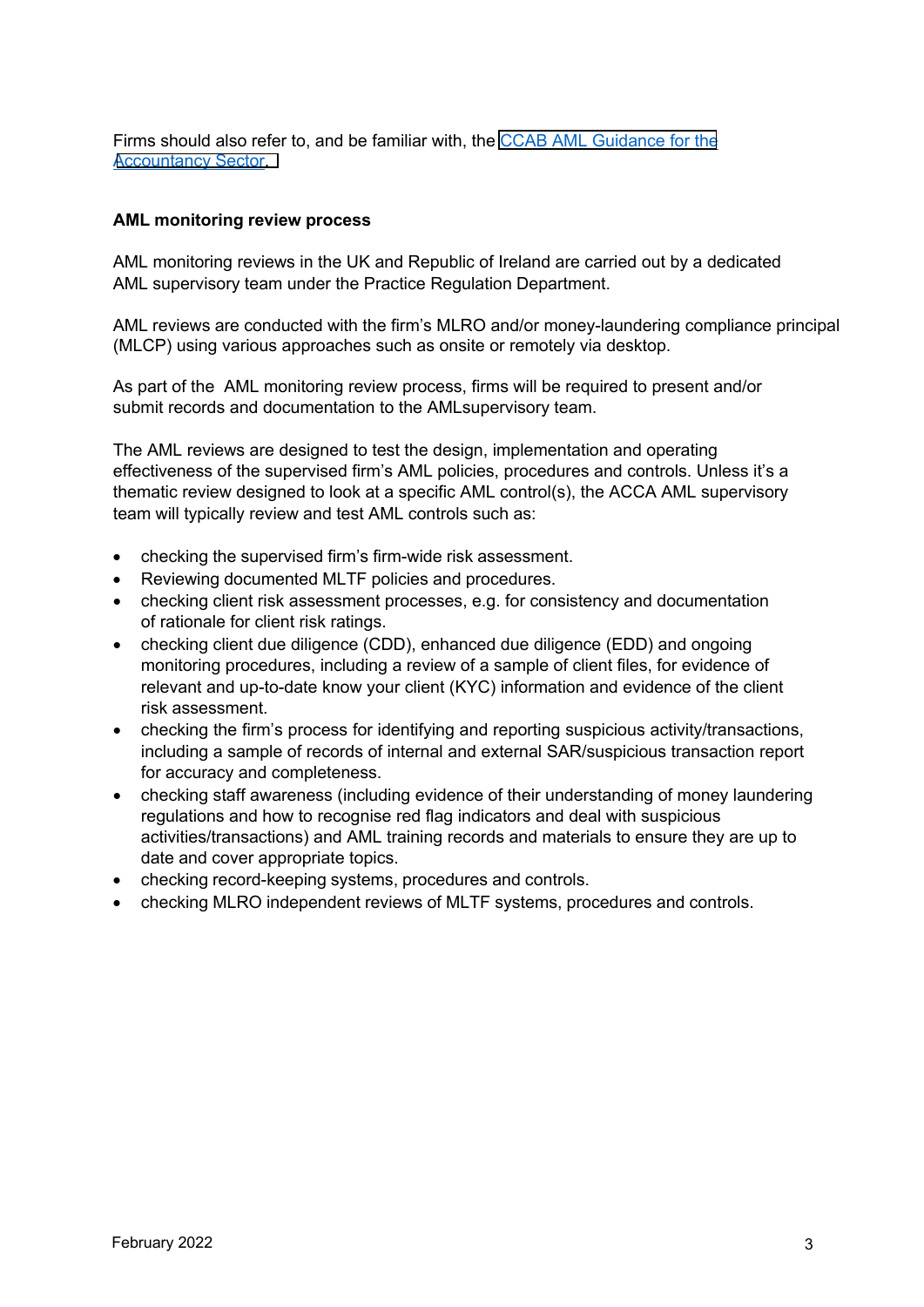Firms should also refer to, and be familiar with, the [CCAB AML Guidance for the Accountancy Sector.]

**AML monitoring review process**

AML monitoring reviews in the UK and Republic of Ireland are carried out by a dedicated AML supervisory team under the Practice Regulation Department.

AML reviews are conducted with the firm's MLRO and/or money-laundering compliance principal (MLCP) using various approaches such as onsite or remotely via desktop.

As part of the AML monitoring review process, firms will be required to present and/or submit records and documentation to the AMLsupervisory team.

The AML reviews are designed to test the design, implementation and operating effectiveness of the supervised firm's AML policies, procedures and controls. Unless it's a thematic review designed to look at a specific AML control(s), the ACCA AML supervisory team will typically review and test AML controls such as:

- checking the supervised firm's firm-wide risk assessment.
- Reviewing documented MLTF policies and procedures.
- checking client risk assessment processes, e.g. for consistency and documentation of rationale for client risk ratings.
- checking client due diligence (CDD), enhanced due diligence (EDD) and ongoing monitoring procedures, including a review of a sample of client files, for evidence of relevant and up-to-date know your client (KYC) information and evidence of the client risk assessment.
- checking the firm's process for identifying and reporting suspicious activity/transactions, including a sample of records of internal and external SAR/suspicious transaction report for accuracy and completeness.
- checking staff awareness (including evidence of their understanding of money laundering regulations and how to recognise red flag indicators and deal with suspicious activities/transactions) and AML training records and materials to ensure they are up to date and cover appropriate topics.
- checking record-keeping systems, procedures and controls.
- checking MLRO independent reviews of MLTF systems, procedures and controls.

February 2022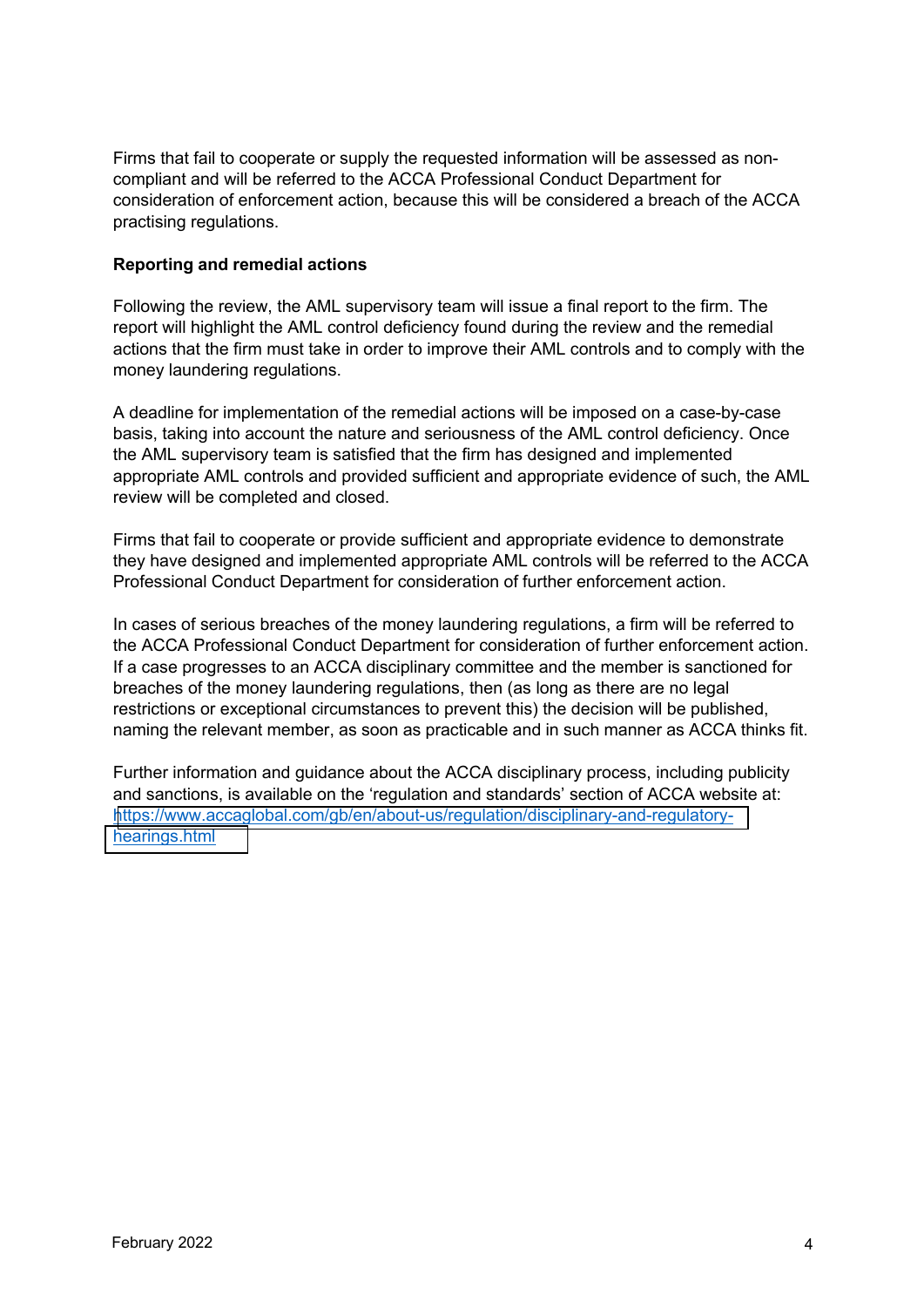Firms that fail to cooperate or supply the requested information will be assessed as non-compliant and will be referred to the ACCA Professional Conduct Department for consideration of enforcement action, because this will be considered a breach of the ACCA practising regulations.

**Reporting and remedial actions**

Following the review, the AML supervisory team will issue a final report to the firm. The report will highlight the AML control deficiency found during the review and the remedial actions that the firm must take in order to improve their AML controls and to comply with the money laundering regulations.

A deadline for implementation of the remedial actions will be imposed on a case-by-case basis, taking into account the nature and seriousness of the AML control deficiency. Once the AML supervisory team is satisfied that the firm has designed and implemented appropriate AML controls and provided sufficient and appropriate evidence of such, the AML review will be completed and closed.

Firms that fail to cooperate or provide sufficient and appropriate evidence to demonstrate they have designed and implemented appropriate AML controls will be referred to the ACCA Professional Conduct Department for consideration of further enforcement action.

In cases of serious breaches of the money laundering regulations, a firm will be referred to the ACCA Professional Conduct Department for consideration of further enforcement action. If a case progresses to an ACCA disciplinary committee and the member is sanctioned for breaches of the money laundering regulations, then (as long as there are no legal restrictions or exceptional circumstances to prevent this) the decision will be published, naming the relevant member, as soon as practicable and in such manner as ACCA thinks fit.

Further information and guidance about the ACCA disciplinary process, including publicity and sanctions, is available on the 'regulation and standards' section of ACCA website at: https://www.accaglobal.com/gb/en/about-us/regulation/disciplinary-and-regulatory-hearings.html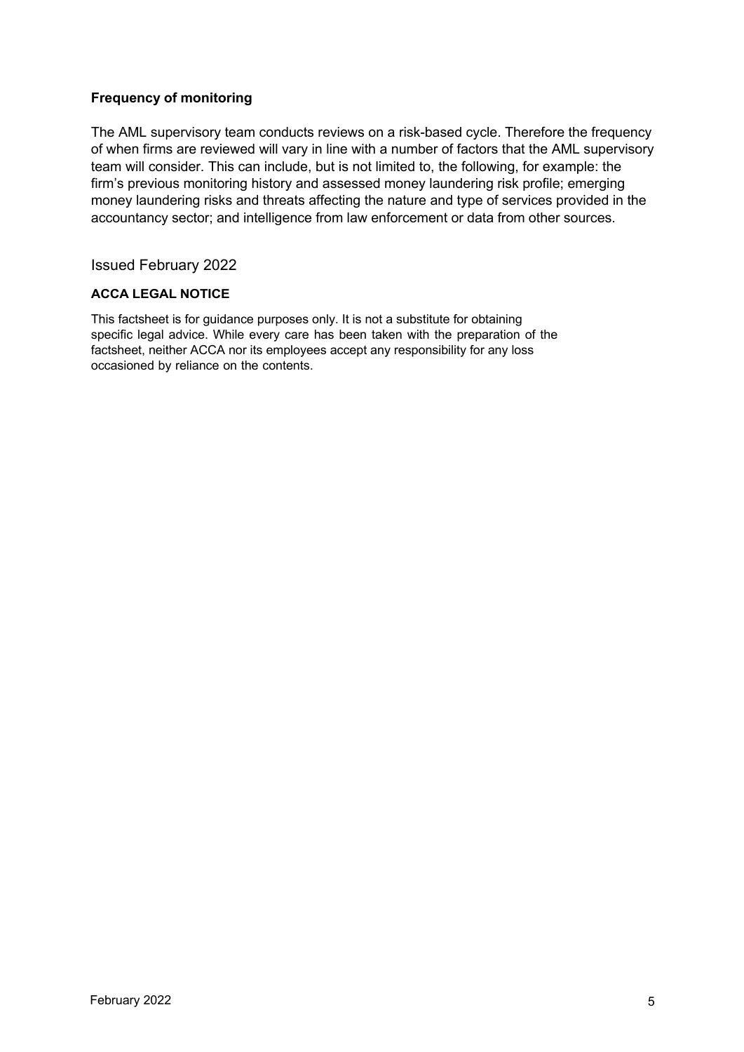**Frequency of monitoring**

The AML supervisory team conducts reviews on a risk-based cycle. Therefore the frequency of when firms are reviewed will vary in line with a number of factors that the AML supervisory team will consider. This can include, but is not limited to, the following, for example: the firm's previous monitoring history and assessed money laundering risk profile; emerging money laundering risks and threats affecting the nature and type of services provided in the accountancy sector; and intelligence from law enforcement or data from other sources.

Issued February 2022

**ACCA LEGAL NOTICE**

This factsheet is for guidance purposes only. It is not a substitute for obtaining specific legal advice. While every care has been taken with the preparation of the factsheet, neither ACCA nor its employees accept any responsibility for any loss occasioned by reliance on the contents.